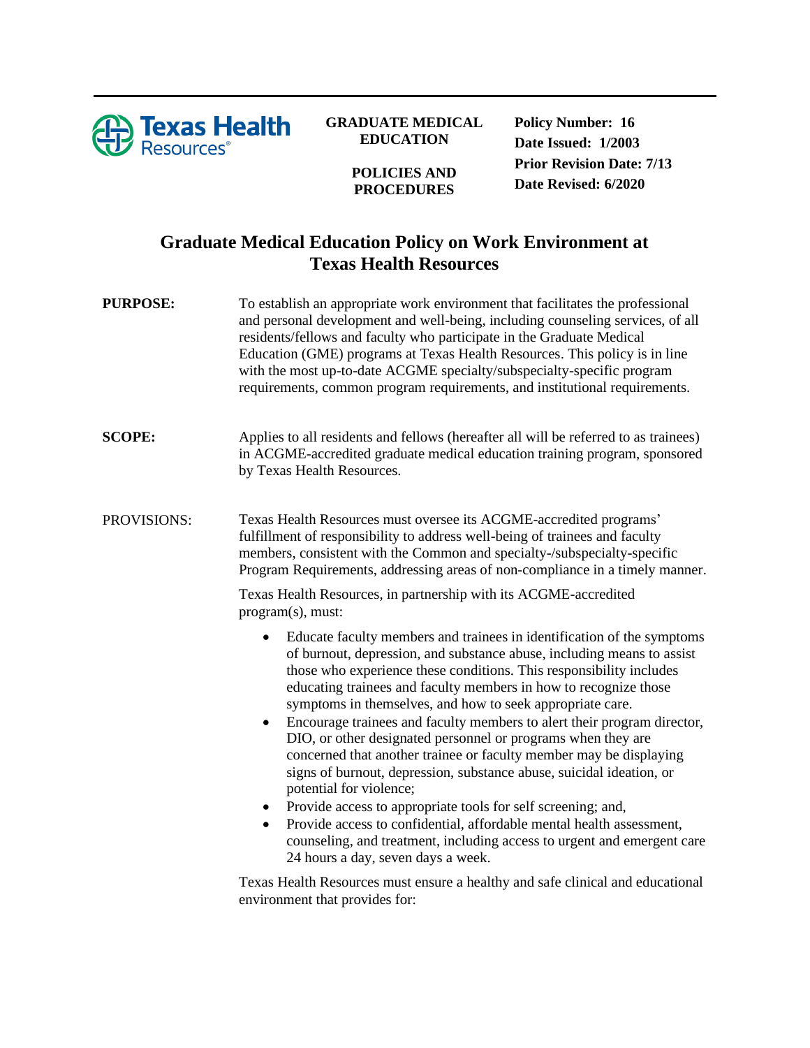Texas Health Resources

**GRADUATE MEDICAL EDUCATION**

**POLICIES AND PROCEDURES**

**Policy Number: 16**
**Date Issued: 1/2003**
**Prior Revision Date: 7/13**
**Date Revised: 6/2020**

# Graduate Medical Education Policy on Work Environment at Texas Health Resources

**PURPOSE:** To establish an appropriate work environment that facilitates the professional and personal development and well-being, including counseling services, of all residents/fellows and faculty who participate in the Graduate Medical Education (GME) programs at Texas Health Resources. This policy is in line with the most up-to-date ACGME specialty/subspecialty-specific program requirements, common program requirements, and institutional requirements.

**SCOPE:** Applies to all residents and fellows (hereafter all will be referred to as trainees) in ACGME-accredited graduate medical education training program, sponsored by Texas Health Resources.

PROVISIONS: Texas Health Resources must oversee its ACGME-accredited programs' fulfillment of responsibility to address well-being of trainees and faculty members, consistent with the Common and specialty-/subspecialty-specific Program Requirements, addressing areas of non-compliance in a timely manner.

Texas Health Resources, in partnership with its ACGME-accredited program(s), must:

- Educate faculty members and trainees in identification of the symptoms of burnout, depression, and substance abuse, including means to assist those who experience these conditions. This responsibility includes educating trainees and faculty members in how to recognize those symptoms in themselves, and how to seek appropriate care.
- Encourage trainees and faculty members to alert their program director, DIO, or other designated personnel or programs when they are concerned that another trainee or faculty member may be displaying signs of burnout, depression, substance abuse, suicidal ideation, or potential for violence;
- Provide access to appropriate tools for self screening; and,
- Provide access to confidential, affordable mental health assessment, counseling, and treatment, including access to urgent and emergent care 24 hours a day, seven days a week.

Texas Health Resources must ensure a healthy and safe clinical and educational environment that provides for: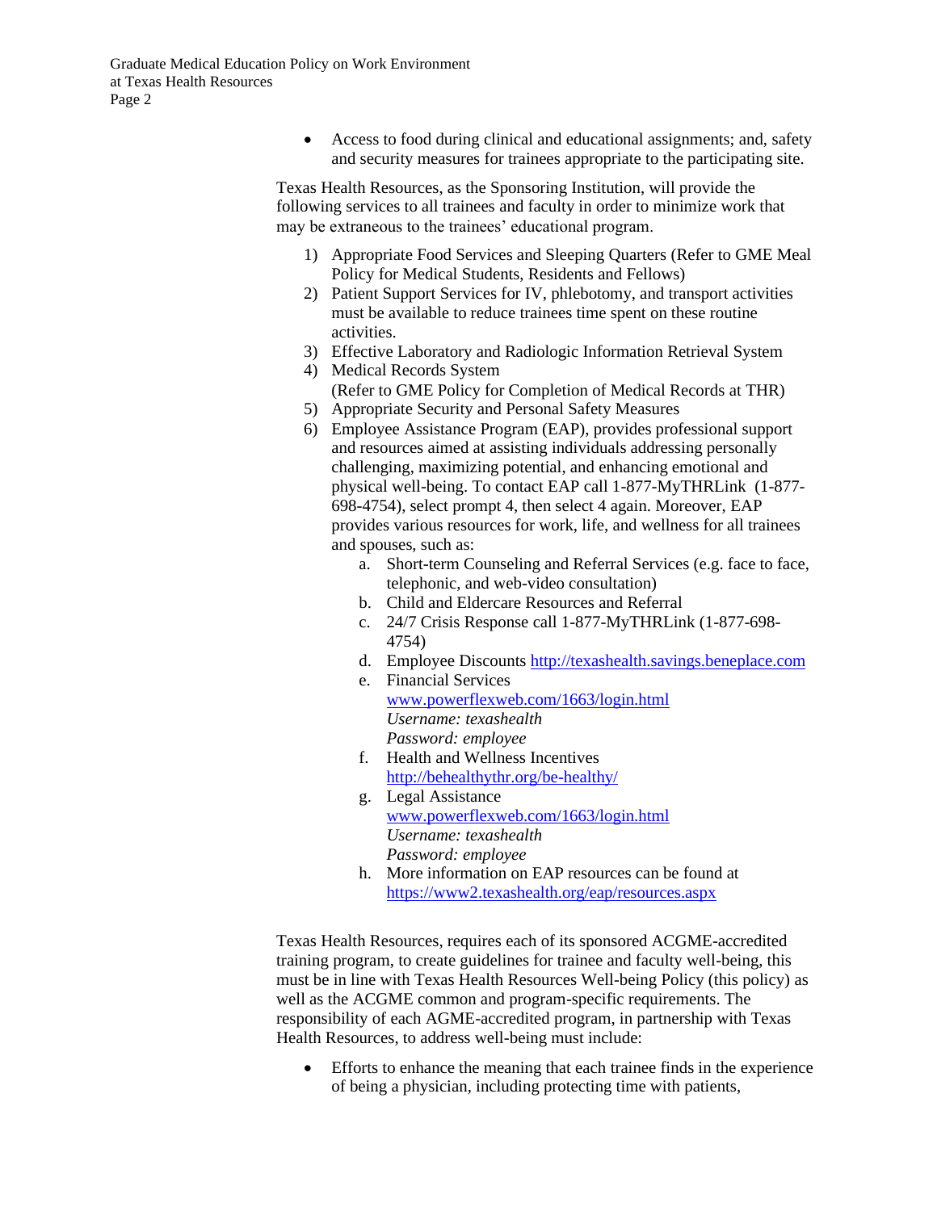- Access to food during clinical and educational assignments; and, safety and security measures for trainees appropriate to the participating site.

Texas Health Resources, as the Sponsoring Institution, will provide the following services to all trainees and faculty in order to minimize work that may be extraneous to the trainees' educational program.

1) Appropriate Food Services and Sleeping Quarters (Refer to GME Meal Policy for Medical Students, Residents and Fellows)
2) Patient Support Services for IV, phlebotomy, and transport activities must be available to reduce trainees time spent on these routine activities.
3) Effective Laboratory and Radiologic Information Retrieval System
4) Medical Records System
   (Refer to GME Policy for Completion of Medical Records at THR)
5) Appropriate Security and Personal Safety Measures
6) Employee Assistance Program (EAP), provides professional support and resources aimed at assisting individuals addressing personally challenging, maximizing potential, and enhancing emotional and physical well-being. To contact EAP call 1-877-MyTHRLink (1-877-698-4754), select prompt 4, then select 4 again. Moreover, EAP provides various resources for work, life, and wellness for all trainees and spouses, such as:
   a. Short-term Counseling and Referral Services (e.g. face to face, telephonic, and web-video consultation)
   b. Child and Eldercare Resources and Referral
   c. 24/7 Crisis Response call 1-877-MyTHRLink (1-877-698-4754)
   d. Employee Discounts http://texashealth.savings.beneplace.com
   e. Financial Services
      www.powerflexweb.com/1663/login.html
      *Username: texashealth*
      *Password: employee*
   f. Health and Wellness Incentives
      http://behealthythr.org/be-healthy/
   g. Legal Assistance
      www.powerflexweb.com/1663/login.html
      *Username: texashealth*
      *Password: employee*
   h. More information on EAP resources can be found at
      https://www2.texashealth.org/eap/resources.aspx

Texas Health Resources, requires each of its sponsored ACGME-accredited training program, to create guidelines for trainee and faculty well-being, this must be in line with Texas Health Resources Well-being Policy (this policy) as well as the ACGME common and program-specific requirements. The responsibility of each AGME-accredited program, in partnership with Texas Health Resources, to address well-being must include:

- Efforts to enhance the meaning that each trainee finds in the experience of being a physician, including protecting time with patients,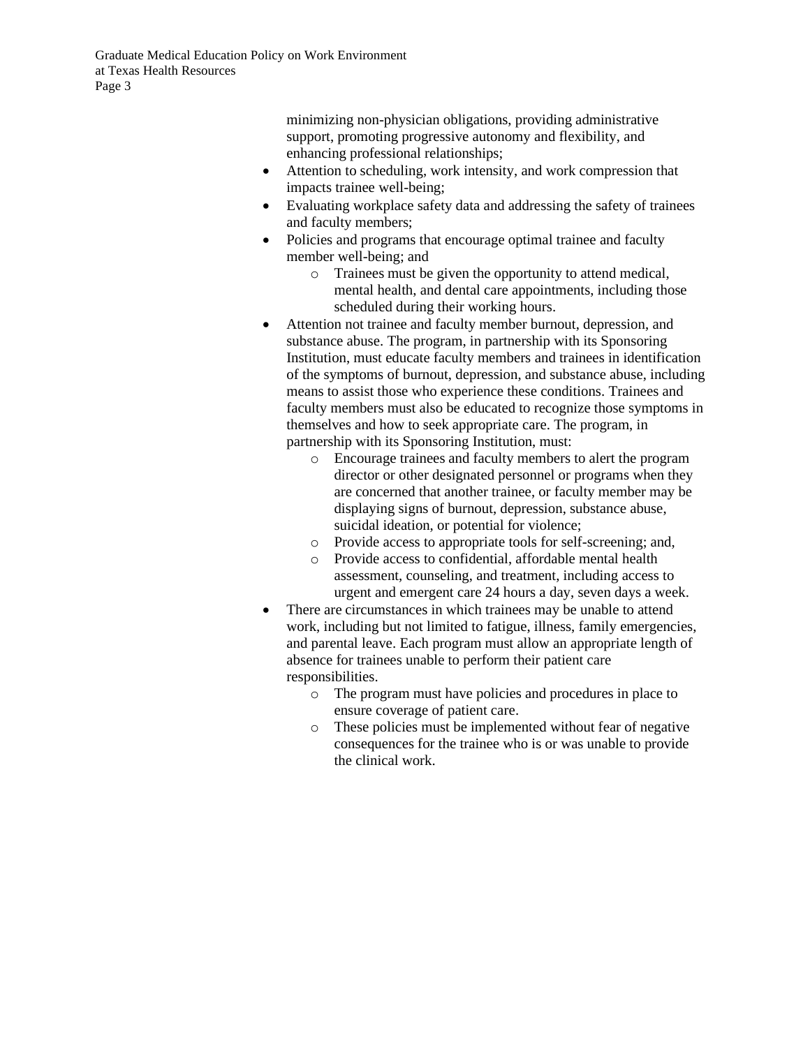minimizing non-physician obligations, providing administrative support, promoting progressive autonomy and flexibility, and enhancing professional relationships;

- Attention to scheduling, work intensity, and work compression that impacts trainee well-being;
- Evaluating workplace safety data and addressing the safety of trainees and faculty members;
- Policies and programs that encourage optimal trainee and faculty member well-being; and
  - Trainees must be given the opportunity to attend medical, mental health, and dental care appointments, including those scheduled during their working hours.
- Attention not trainee and faculty member burnout, depression, and substance abuse. The program, in partnership with its Sponsoring Institution, must educate faculty members and trainees in identification of the symptoms of burnout, depression, and substance abuse, including means to assist those who experience these conditions. Trainees and faculty members must also be educated to recognize those symptoms in themselves and how to seek appropriate care. The program, in partnership with its Sponsoring Institution, must:
  - Encourage trainees and faculty members to alert the program director or other designated personnel or programs when they are concerned that another trainee, or faculty member may be displaying signs of burnout, depression, substance abuse, suicidal ideation, or potential for violence;
  - Provide access to appropriate tools for self-screening; and,
  - Provide access to confidential, affordable mental health assessment, counseling, and treatment, including access to urgent and emergent care 24 hours a day, seven days a week.
- There are circumstances in which trainees may be unable to attend work, including but not limited to fatigue, illness, family emergencies, and parental leave. Each program must allow an appropriate length of absence for trainees unable to perform their patient care responsibilities.
  - The program must have policies and procedures in place to ensure coverage of patient care.
  - These policies must be implemented without fear of negative consequences for the trainee who is or was unable to provide the clinical work.